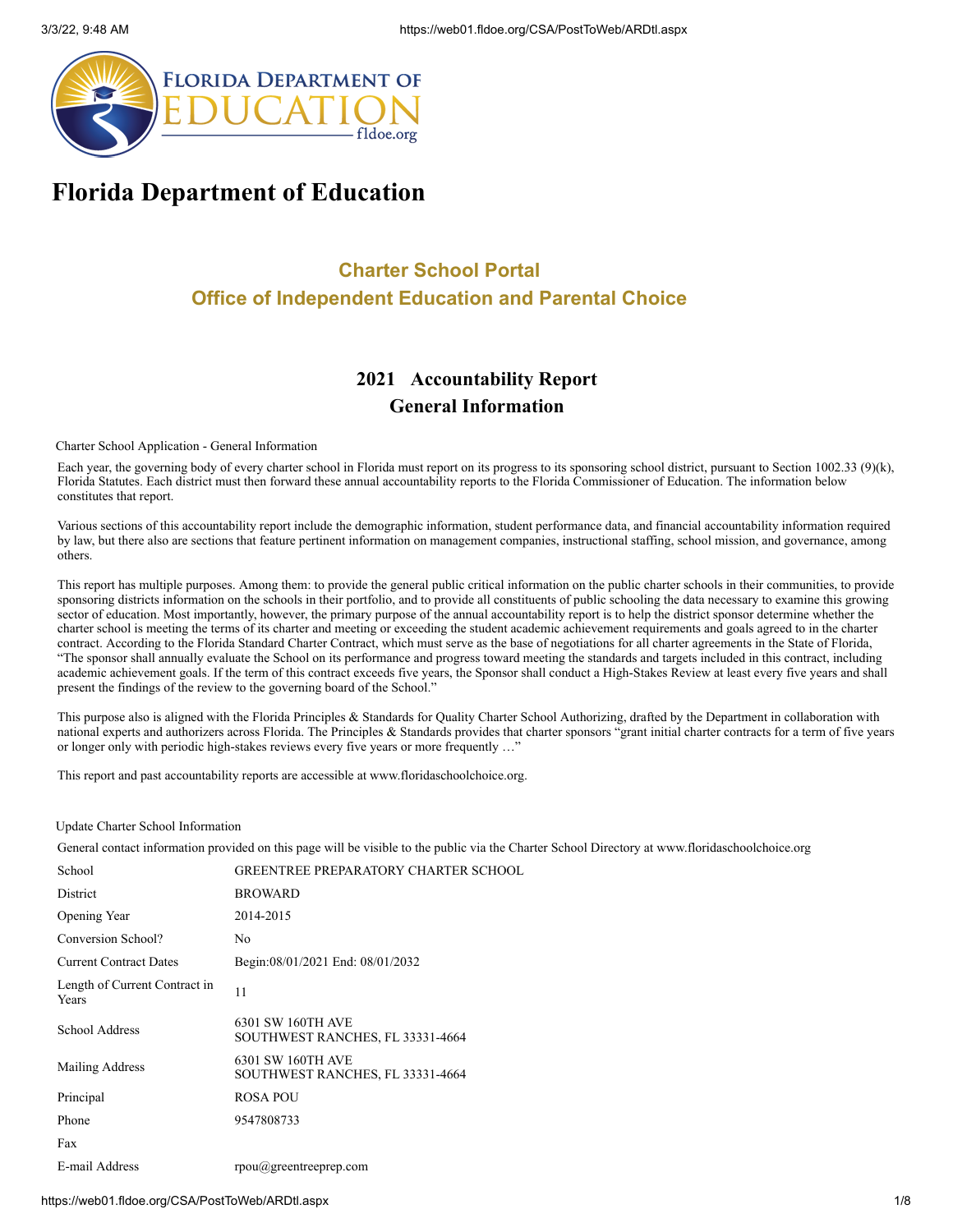# Florida Department of Education

## Charter School Portal
## Office of Independent Education and Parental Choice

## 2021 Accountability Report
## General Information

Charter School Application - General Information

Each year, the governing body of every charter school in Florida must report on its progress to its sponsoring school district, pursuant to Section 1002.33 (9)(k), Florida Statutes. Each district must then forward these annual accountability reports to the Florida Commissioner of Education. The information below constitutes that report.

Various sections of this accountability report include the demographic information, student performance data, and financial accountability information required by law, but there also are sections that feature pertinent information on management companies, instructional staffing, school mission, and governance, among others.

This report has multiple purposes. Among them: to provide the general public critical information on the public charter schools in their communities, to provide sponsoring districts information on the schools in their portfolio, and to provide all constituents of public schooling the data necessary to examine this growing sector of education. Most importantly, however, the primary purpose of the annual accountability report is to help the district sponsor determine whether the charter school is meeting the terms of its charter and meeting or exceeding the student academic achievement requirements and goals agreed to in the charter contract. According to the Florida Standard Charter Contract, which must serve as the base of negotiations for all charter agreements in the State of Florida, "The sponsor shall annually evaluate the School on its performance and progress toward meeting the standards and targets included in this contract, including academic achievement goals. If the term of this contract exceeds five years, the Sponsor shall conduct a High-Stakes Review at least every five years and shall present the findings of the review to the governing board of the School."

This purpose also is aligned with the Florida Principles & Standards for Quality Charter School Authorizing, drafted by the Department in collaboration with national experts and authorizers across Florida. The Principles & Standards provides that charter sponsors "grant initial charter contracts for a term of five years or longer only with periodic high-stakes reviews every five years or more frequently …"

This report and past accountability reports are accessible at www.floridaschoolchoice.org.

Update Charter School Information

General contact information provided on this page will be visible to the public via the Charter School Directory at www.floridaschoolchoice.org

| | |
|---|---|
| School | GREENTREE PREPARATORY CHARTER SCHOOL |
| District | BROWARD |
| Opening Year | 2014-2015 |
| Conversion School? | No |
| Current Contract Dates | Begin:08/01/2021 End: 08/01/2032 |
| Length of Current Contract in Years | 11 |
| School Address | 6301 SW 160TH AVE<br>SOUTHWEST RANCHES, FL 33331-4664 |
| Mailing Address | 6301 SW 160TH AVE<br>SOUTHWEST RANCHES, FL 33331-4664 |
| Principal | ROSA POU |
| Phone | 9547808733 |
| Fax | |
| E-mail Address | rpou@greentreeprep.com |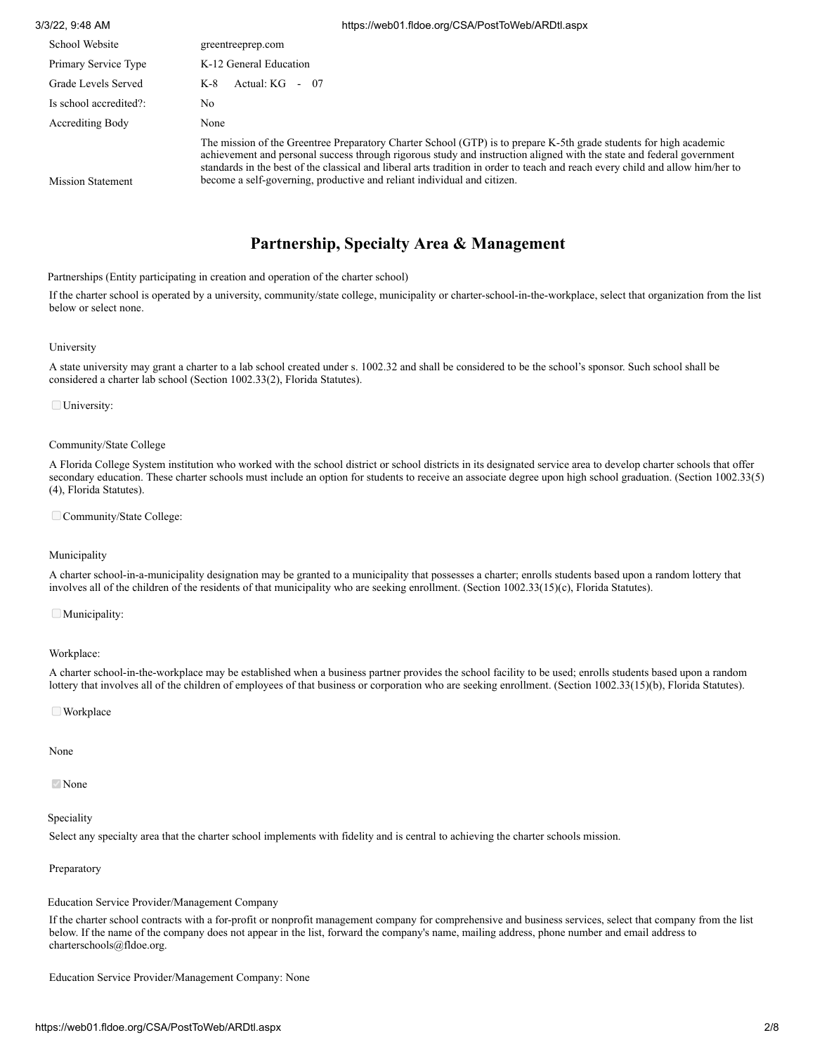| | |
|---|---|
| School Website | greentreeprep.com |
| Primary Service Type | K-12 General Education |
| Grade Levels Served | K-8 Actual: KG - 07 |
| Is school accredited?: | No |
| Accrediting Body | None |
| Mission Statement | The mission of the Greentree Preparatory Charter School (GTP) is to prepare K-5th grade students for high academic achievement and personal success through rigorous study and instruction aligned with the state and federal government standards in the best of the classical and liberal arts tradition in order to teach and reach every child and allow him/her to become a self-governing, productive and reliant individual and citizen. |

## Partnership, Specialty Area & Management

Partnerships (Entity participating in creation and operation of the charter school)

If the charter school is operated by a university, community/state college, municipality or charter-school-in-the-workplace, select that organization from the list below or select none.

University

A state university may grant a charter to a lab school created under s. 1002.32 and shall be considered to be the school's sponsor. Such school shall be considered a charter lab school (Section 1002.33(2), Florida Statutes).

☐ University:

Community/State College

A Florida College System institution who worked with the school district or school districts in its designated service area to develop charter schools that offer secondary education. These charter schools must include an option for students to receive an associate degree upon high school graduation. (Section 1002.33(5)(4), Florida Statutes).

☐ Community/State College:

Municipality

A charter school-in-a-municipality designation may be granted to a municipality that possesses a charter; enrolls students based upon a random lottery that involves all of the children of the residents of that municipality who are seeking enrollment. (Section 1002.33(15)(c), Florida Statutes).

☐ Municipality:

Workplace:

A charter school-in-the-workplace may be established when a business partner provides the school facility to be used; enrolls students based upon a random lottery that involves all of the children of employees of that business or corporation who are seeking enrollment. (Section 1002.33(15)(b), Florida Statutes).

☐ Workplace

None

☑ None

Speciality

Select any specialty area that the charter school implements with fidelity and is central to achieving the charter schools mission.

Preparatory

Education Service Provider/Management Company

If the charter school contracts with a for-profit or nonprofit management company for comprehensive and business services, select that company from the list below. If the name of the company does not appear in the list, forward the company's name, mailing address, phone number and email address to charterschools@fldoe.org.

Education Service Provider/Management Company: None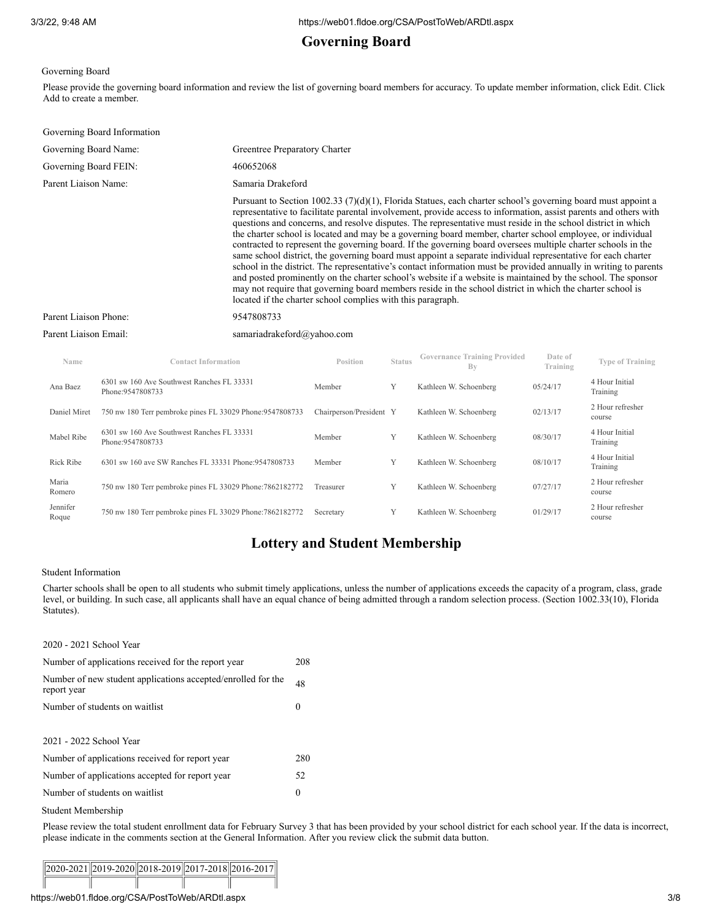# Governing Board

Governing Board

Please provide the governing board information and review the list of governing board members for accuracy. To update member information, click Edit. Click Add to create a member.

| Governing Board Information | |
|---|---|
| Governing Board Name: | Greentree Preparatory Charter |
| Governing Board FEIN: | 460652068 |
| Parent Liaison Name: | Samaria Drakeford |
| | Pursuant to Section 1002.33 (7)(d)(1), Florida Statues, each charter school's governing board must appoint a representative to facilitate parental involvement, provide access to information, assist parents and others with questions and concerns, and resolve disputes. The representative must reside in the school district in which the charter school is located and may be a governing board member, charter school employee, or individual contracted to represent the governing board. If the governing board oversees multiple charter schools in the same school district, the governing board must appoint a separate individual representative for each charter school in the district. The representative's contact information must be provided annually in writing to parents and posted prominently on the charter school's website if a website is maintained by the school. The sponsor may not require that governing board members reside in the school district in which the charter school is located if the charter school complies with this paragraph. |
| Parent Liaison Phone: | 9547808733 |
| Parent Liaison Email: | samariadrakeford@yahoo.com |

| Name | Contact Information | Position | Status | Governance Training Provided By | Date of Training | Type of Training |
|---|---|---|---|---|---|---|
| Ana Baez | 6301 sw 160 Ave Southwest Ranches FL 33331 Phone:9547808733 | Member | Y | Kathleen W. Schoenberg | 05/24/17 | 4 Hour Initial Training |
| Daniel Miret | 750 nw 180 Terr pembroke pines FL 33029 Phone:9547808733 | Chairperson/President | Y | Kathleen W. Schoenberg | 02/13/17 | 2 Hour refresher course |
| Mabel Ribe | 6301 sw 160 Ave Southwest Ranches FL 33331 Phone:9547808733 | Member | Y | Kathleen W. Schoenberg | 08/30/17 | 4 Hour Initial Training |
| Rick Ribe | 6301 sw 160 ave SW Ranches FL 33331 Phone:9547808733 | Member | Y | Kathleen W. Schoenberg | 08/10/17 | 4 Hour Initial Training |
| Maria Romero | 750 nw 180 Terr pembroke pines FL 33029 Phone:7862182772 | Treasurer | Y | Kathleen W. Schoenberg | 07/27/17 | 2 Hour refresher course |
| Jennifer Roque | 750 nw 180 Terr pembroke pines FL 33029 Phone:7862182772 | Secretary | Y | Kathleen W. Schoenberg | 01/29/17 | 2 Hour refresher course |

# Lottery and Student Membership

Student Information

Charter schools shall be open to all students who submit timely applications, unless the number of applications exceeds the capacity of a program, class, grade level, or building. In such case, all applicants shall have an equal chance of being admitted through a random selection process. (Section 1002.33(10), Florida Statutes).

| 2020 - 2021 School Year | |
|---|---|
| Number of applications received for the report year | 208 |
| Number of new student applications accepted/enrolled for the report year | 48 |
| Number of students on waitlist | 0 |

| 2021 - 2022 School Year | |
|---|---|
| Number of applications received for report year | 280 |
| Number of applications accepted for report year | 52 |
| Number of students on waitlist | 0 |

Student Membership

Please review the total student enrollment data for February Survey 3 that has been provided by your school district for each school year. If the data is incorrect, please indicate in the comments section at the General Information. After you review click the submit data button.

| 2020-2021 | 2019-2020 | 2018-2019 | 2017-2018 | 2016-2017 |
|---|---|---|---|---|
| | | | | |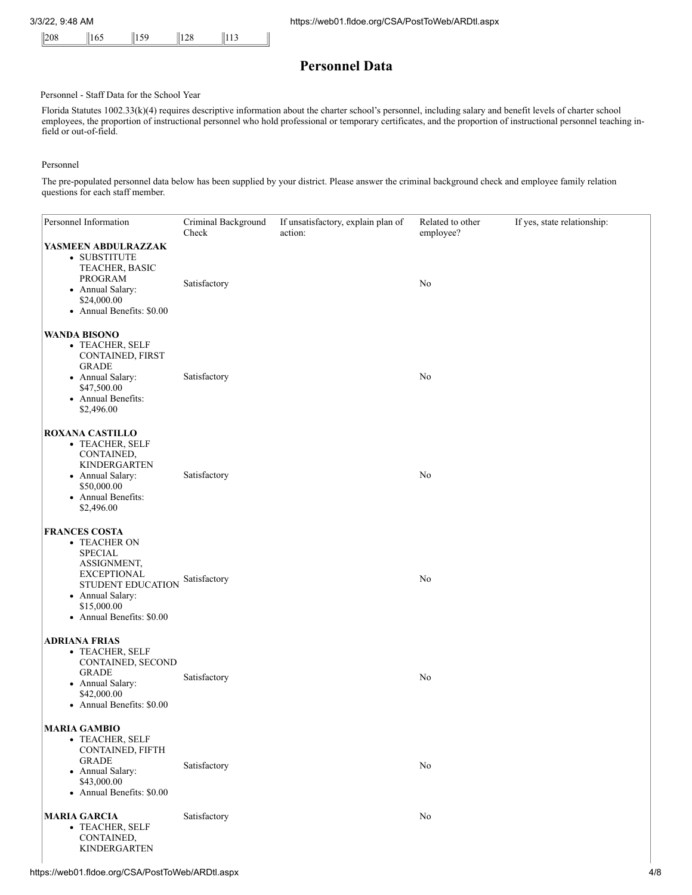| 208 | 165 | 159 | 128 | 113 |
|---|---|---|---|---|

## Personnel Data

Personnel - Staff Data for the School Year

Florida Statutes 1002.33(k)(4) requires descriptive information about the charter school's personnel, including salary and benefit levels of charter school employees, the proportion of instructional personnel who hold professional or temporary certificates, and the proportion of instructional personnel teaching in-field or out-of-field.

Personnel

The pre-populated personnel data below has been supplied by your district. Please answer the criminal background check and employee family relation questions for each staff member.

| Personnel Information | Criminal Background Check | If unsatisfactory, explain plan of action: | Related to other employee? | If yes, state relationship: |
|---|---|---|---|---|
| **YASMEEN ABDULRAZZAK**<br>• SUBSTITUTE TEACHER, BASIC PROGRAM<br>• Annual Salary: $24,000.00<br>• Annual Benefits: $0.00 | Satisfactory | | No | |
| **WANDA BISONO**<br>• TEACHER, SELF CONTAINED, FIRST GRADE<br>• Annual Salary: $47,500.00<br>• Annual Benefits: $2,496.00 | Satisfactory | | No | |
| **ROXANA CASTILLO**<br>• TEACHER, SELF CONTAINED, KINDERGARTEN<br>• Annual Salary: $50,000.00<br>• Annual Benefits: $2,496.00 | Satisfactory | | No | |
| **FRANCES COSTA**<br>• TEACHER ON SPECIAL ASSIGNMENT, EXCEPTIONAL STUDENT EDUCATION<br>• Annual Salary: $15,000.00<br>• Annual Benefits: $0.00 | Satisfactory | | No | |
| **ADRIANA FRIAS**<br>• TEACHER, SELF CONTAINED, SECOND GRADE<br>• Annual Salary: $42,000.00<br>• Annual Benefits: $0.00 | Satisfactory | | No | |
| **MARIA GAMBIO**<br>• TEACHER, SELF CONTAINED, FIFTH GRADE<br>• Annual Salary: $43,000.00<br>• Annual Benefits: $0.00 | Satisfactory | | No | |
| **MARIA GARCIA**<br>• TEACHER, SELF CONTAINED, KINDERGARTEN | Satisfactory | | No | |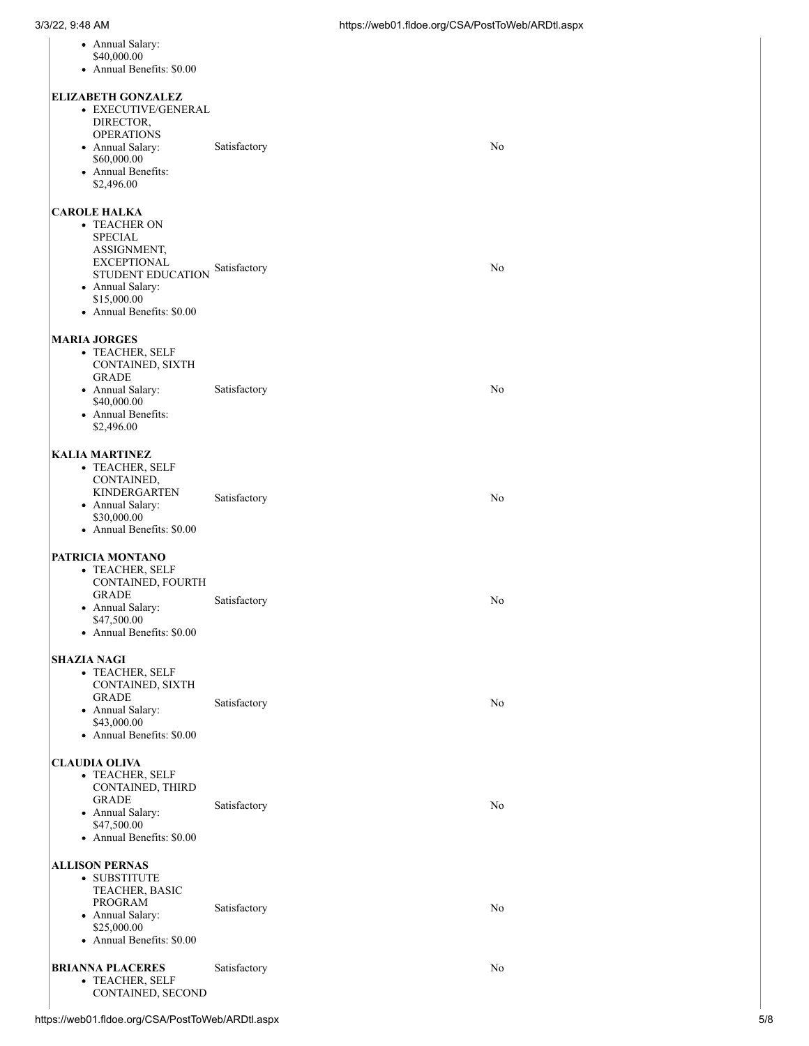| | | |
|---|---|---|
| • Annual Salary: $40,000.00<br>• Annual Benefits: $0.00 | | |
| **ELIZABETH GONZALEZ**<br>• EXECUTIVE/GENERAL DIRECTOR, OPERATIONS<br>• Annual Salary: $60,000.00<br>• Annual Benefits: $2,496.00 | Satisfactory | No |
| **CAROLE HALKA**<br>• TEACHER ON SPECIAL ASSIGNMENT, EXCEPTIONAL STUDENT EDUCATION<br>• Annual Salary: $15,000.00<br>• Annual Benefits: $0.00 | Satisfactory | No |
| **MARIA JORGES**<br>• TEACHER, SELF CONTAINED, SIXTH GRADE<br>• Annual Salary: $40,000.00<br>• Annual Benefits: $2,496.00 | Satisfactory | No |
| **KALIA MARTINEZ**<br>• TEACHER, SELF CONTAINED, KINDERGARTEN<br>• Annual Salary: $30,000.00<br>• Annual Benefits: $0.00 | Satisfactory | No |
| **PATRICIA MONTANO**<br>• TEACHER, SELF CONTAINED, FOURTH GRADE<br>• Annual Salary: $47,500.00<br>• Annual Benefits: $0.00 | Satisfactory | No |
| **SHAZIA NAGI**<br>• TEACHER, SELF CONTAINED, SIXTH GRADE<br>• Annual Salary: $43,000.00<br>• Annual Benefits: $0.00 | Satisfactory | No |
| **CLAUDIA OLIVA**<br>• TEACHER, SELF CONTAINED, THIRD GRADE<br>• Annual Salary: $47,500.00<br>• Annual Benefits: $0.00 | Satisfactory | No |
| **ALLISON PERNAS**<br>• SUBSTITUTE TEACHER, BASIC PROGRAM<br>• Annual Salary: $25,000.00<br>• Annual Benefits: $0.00 | Satisfactory | No |
| **BRIANNA PLACERES**<br>• TEACHER, SELF CONTAINED, SECOND | Satisfactory | No |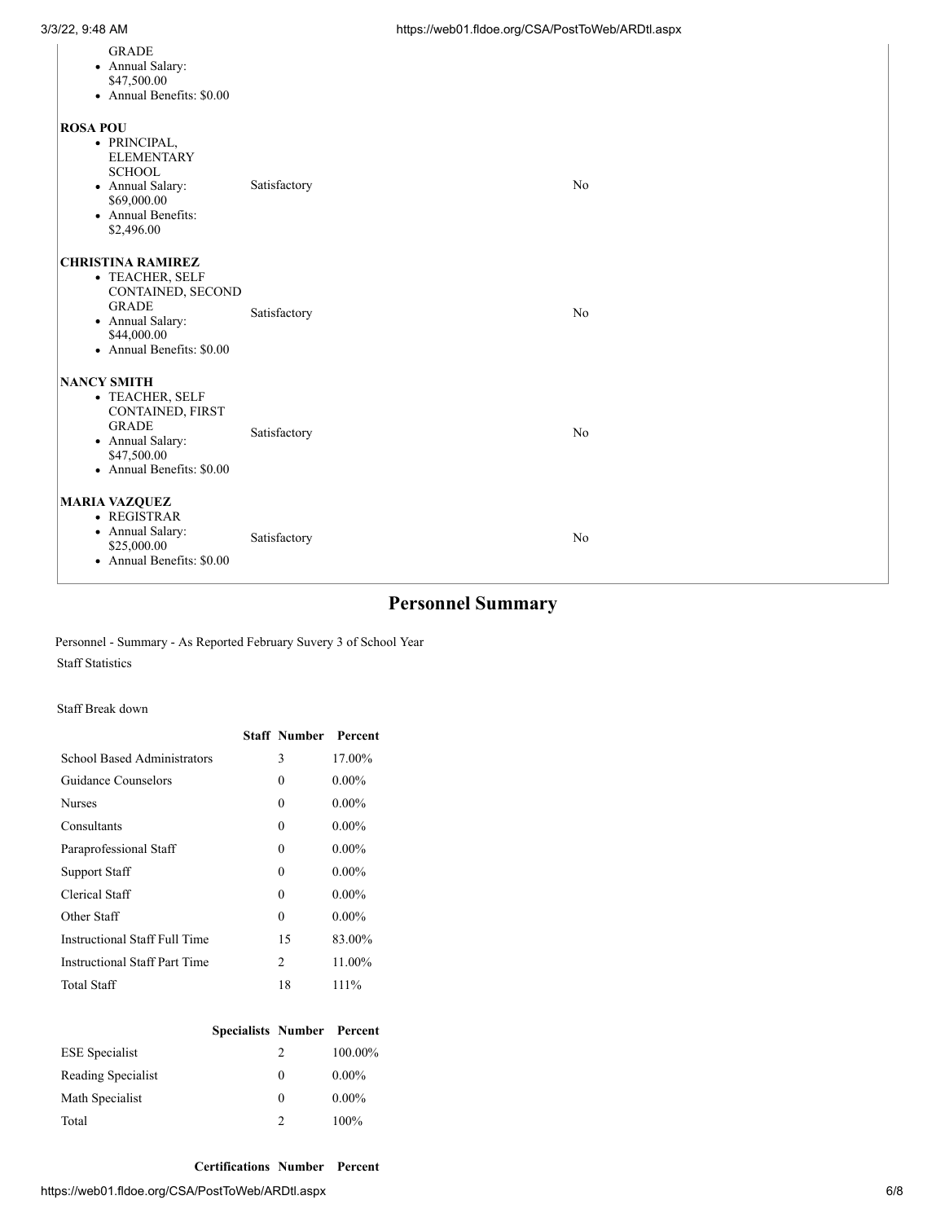| | | |
|---|---|---|
| GRADE<br>• Annual Salary: \$47,500.00<br>• Annual Benefits: \$0.00 | | |
| **ROSA POU**<br>• PRINCIPAL, ELEMENTARY SCHOOL<br>• Annual Salary: \$69,000.00<br>• Annual Benefits: \$2,496.00 | Satisfactory | No |
| **CHRISTINA RAMIREZ**<br>• TEACHER, SELF CONTAINED, SECOND GRADE<br>• Annual Salary: \$44,000.00<br>• Annual Benefits: \$0.00 | Satisfactory | No |
| **NANCY SMITH**<br>• TEACHER, SELF CONTAINED, FIRST GRADE<br>• Annual Salary: \$47,500.00<br>• Annual Benefits: \$0.00 | Satisfactory | No |
| **MARIA VAZQUEZ**<br>• REGISTRAR<br>• Annual Salary: \$25,000.00<br>• Annual Benefits: \$0.00 | Satisfactory | No |

## Personnel Summary

Personnel - Summary - As Reported February Suvery 3 of School Year

Staff Statistics

Staff Break down

| | Staff Number | Percent |
|---|---|---|
| School Based Administrators | 3 | 17.00% |
| Guidance Counselors | 0 | 0.00% |
| Nurses | 0 | 0.00% |
| Consultants | 0 | 0.00% |
| Paraprofessional Staff | 0 | 0.00% |
| Support Staff | 0 | 0.00% |
| Clerical Staff | 0 | 0.00% |
| Other Staff | 0 | 0.00% |
| Instructional Staff Full Time | 15 | 83.00% |
| Instructional Staff Part Time | 2 | 11.00% |
| Total Staff | 18 | 111% |

| Specialists | Number | Percent |
|---|---|---|
| ESE Specialist | 2 | 100.00% |
| Reading Specialist | 0 | 0.00% |
| Math Specialist | 0 | 0.00% |
| Total | 2 | 100% |

| Certifications | Number | Percent |
|---|---|---|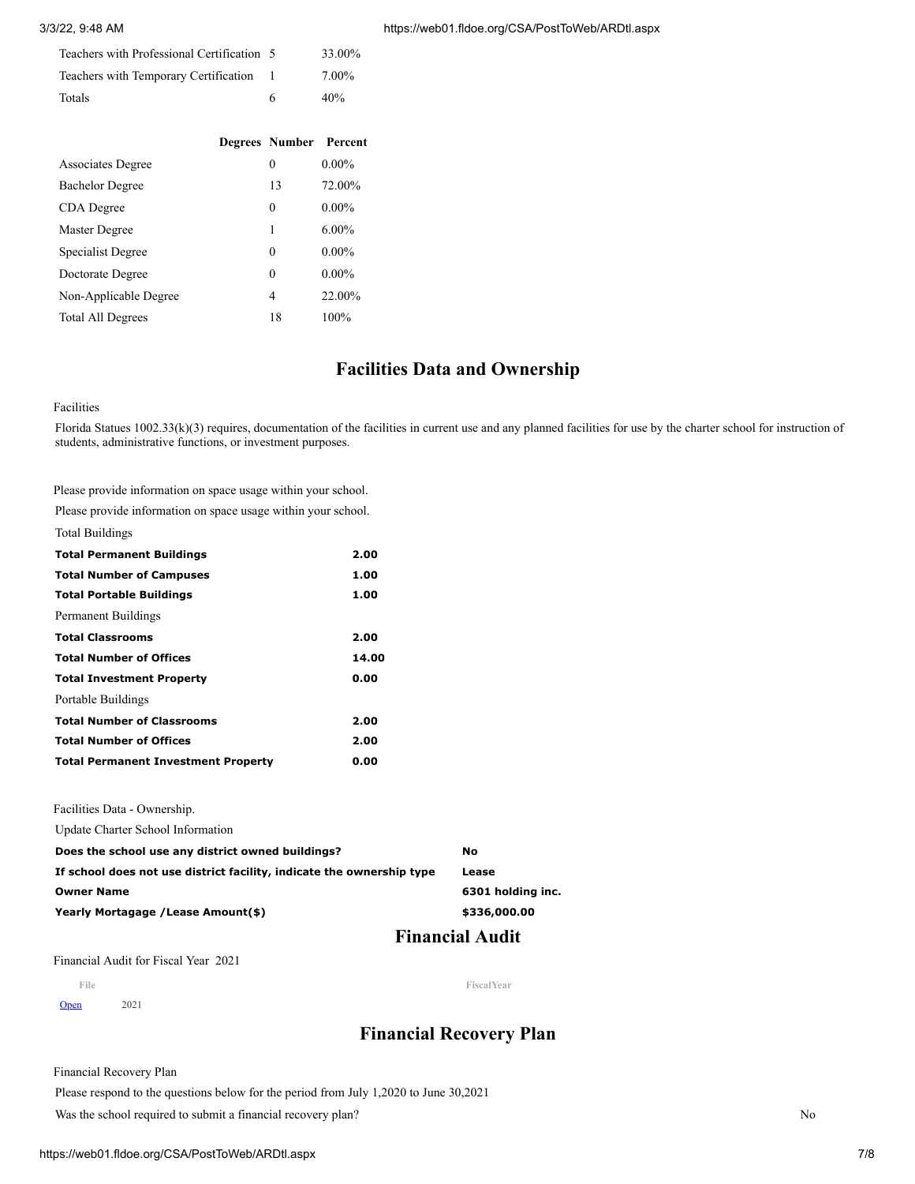| | | |
|---|---|---|
| Teachers with Professional Certification | 5 | 33.00% |
| Teachers with Temporary Certification | 1 | 7.00% |
| Totals | 6 | 40% |

| Degrees | Number | Percent |
|---|---|---|
| Associates Degree | 0 | 0.00% |
| Bachelor Degree | 13 | 72.00% |
| CDA Degree | 0 | 0.00% |
| Master Degree | 1 | 6.00% |
| Specialist Degree | 0 | 0.00% |
| Doctorate Degree | 0 | 0.00% |
| Non-Applicable Degree | 4 | 22.00% |
| Total All Degrees | 18 | 100% |

## Facilities Data and Ownership

Facilities

Florida Statues 1002.33(k)(3) requires, documentation of the facilities in current use and any planned facilities for use by the charter school for instruction of students, administrative functions, or investment purposes.

Please provide information on space usage within your school.

Please provide information on space usage within your school.

| Total Buildings | |
|---|---|
| **Total Permanent Buildings** | **2.00** |
| **Total Number of Campuses** | **1.00** |
| **Total Portable Buildings** | **1.00** |
| Permanent Buildings | |
| **Total Classrooms** | **2.00** |
| **Total Number of Offices** | **14.00** |
| **Total Investment Property** | **0.00** |
| Portable Buildings | |
| **Total Number of Classrooms** | **2.00** |
| **Total Number of Offices** | **2.00** |
| **Total Permanent Investment Property** | **0.00** |

Facilities Data - Ownership.

| Update Charter School Information | |
|---|---|
| **Does the school use any district owned buildings?** | **No** |
| **If school does not use district facility, indicate the ownership type** | **Lease** |
| **Owner Name** | **6301 holding inc.** |
| **Yearly Mortagage /Lease Amount($)** | **$336,000.00** |

## Financial Audit

Financial Audit for Fiscal Year 2021

| File | FiscalYear |
|---|---|
| Open | 2021 |

## Financial Recovery Plan

Financial Recovery Plan

Please respond to the questions below for the period from July 1,2020 to June 30,2021

Was the school required to submit a financial recovery plan? No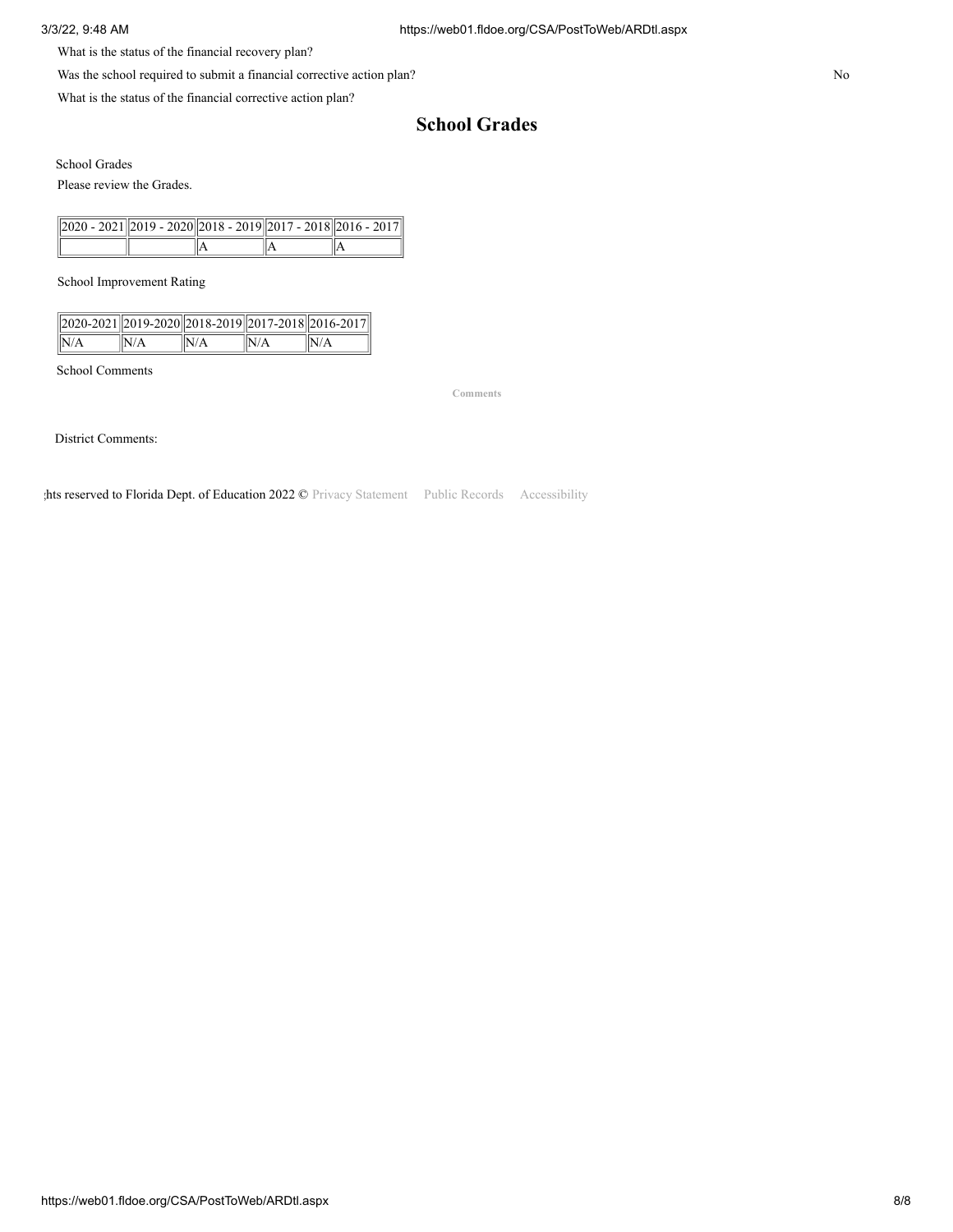What is the status of the financial recovery plan?

Was the school required to submit a financial corrective action plan? No

What is the status of the financial corrective action plan?

## School Grades

School Grades

Please review the Grades.

| 2020 - 2021 | 2019 - 2020 | 2018 - 2019 | 2017 - 2018 | 2016 - 2017 |
|---|---|---|---|---|
| | | A | A | A |

School Improvement Rating

| 2020-2021 | 2019-2020 | 2018-2019 | 2017-2018 | 2016-2017 |
|---|---|---|---|---|
| N/A | N/A | N/A | N/A | N/A |

School Comments

**Comments**

District Comments:

ghts reserved to Florida Dept. of Education 2022 © Privacy Statement Public Records Accessibility